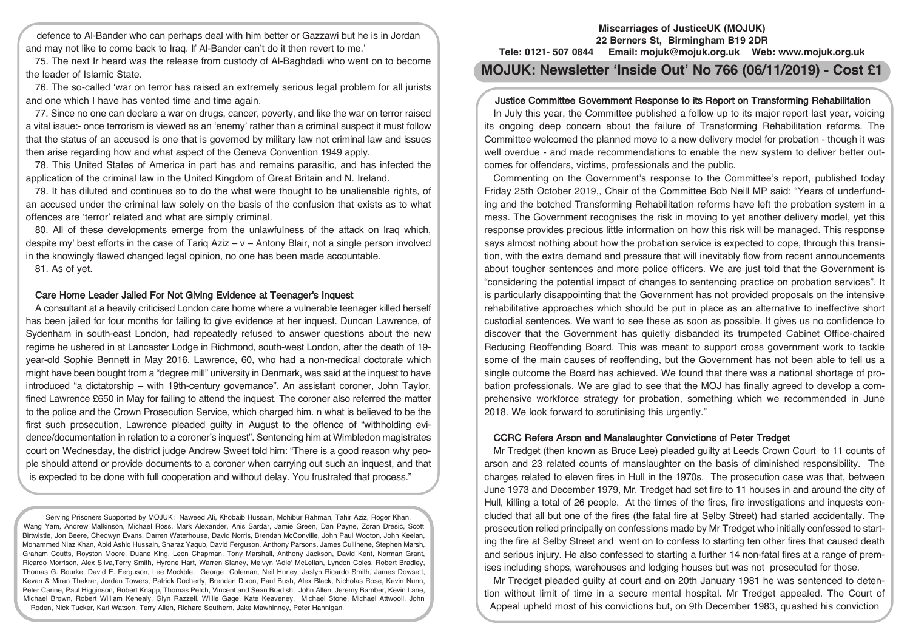defence to Al-Bander who can perhaps deal with him better or Gazzawi but he is in Jordan and may not like to come back to Iraq. If Al-Bander can't do it then revert to me.'

75. The next Ir heard was the release from custody of Al-Baghdadi who went on to become the leader of Islamic State.

76. The so-called 'war on terror has raised an extremely serious legal problem for all jurists and one which I have has vented time and time again.

77. Since no one can declare a war on drugs, cancer, poverty, and like the war on terror raised a vital issue:- once terrorism is viewed as an 'enemy' rather than a criminal suspect it must follow that the status of an accused is one that is governed by military law not criminal law and issues then arise regarding how and what aspect of the Geneva Convention 1949 apply.

78. This United States of America in part has and remains parasitic, and has infected the application of the criminal law in the United Kingdom of Great Britain and N. Ireland.

79. It has diluted and continues so to do the what were thought to be unalienable rights, of an accused under the criminal law solely on the basis of the confusion that exists as to what offences are 'terror' related and what are simply criminal.

80. All of these developments emerge from the unlawfulness of the attack on Iraq which, despite my' best efforts in the case of Tariq Aziz – v – Antony Blair, not a single person involved in the knowingly flawed changed legal opinion, no one has been made accountable.

81. As of yet.

### Care Home Leader Jailed For Not Giving Evidence at Teenager's Inquest

A consultant at a heavily criticised London care home where a vulnerable teenager killed herself has been jailed for four months for failing to give evidence at her inquest. Duncan Lawrence, of Sydenham in south-east London, had repeatedly refused to answer questions about the new regime he ushered in at Lancaster Lodge in Richmond, south-west London, after the death of 19-year-old Sophie Bennett in May 2016. Lawrence, 60, who had a non-medical doctorate which might have been bought from a "degree mill" university in Denmark, was said at the inquest to have introduced "a dictatorship – with 19th-century governance". An assistant coroner, John Taylor, fined Lawrence £650 in May for failing to attend the inquest. The coroner also referred the matter to the police and the Crown Prosecution Service, which charged him. n what is believed to be the first such prosecution, Lawrence pleaded guilty in August to the offence of "withholding evidence/documentation in relation to a coroner's inquest". Sentencing him at Wimbledon magistrates court on Wednesday, the district judge Andrew Sweet told him: "There is a good reason why people should attend or provide documents to a coroner when carrying out such an inquest, and that is expected to be done with full cooperation and without delay. You frustrated that process."

Serving Prisoners Supported by MOJUK: Naweed Ali, Khobaib Hussain, Mohibur Rahman, Tahir Aziz, Roger Khan, Wang Yam, Andrew Malkinson, Michael Ross, Mark Alexander, Anis Sardar, Jamie Green, Dan Payne, Zoran Dresic, Scott Birtwistle, Jon Beere, Chedwyn Evans, Darren Waterhouse, David Norris, Brendan McConville, John Paul Wooton, John Keelan, Mohammed Niaz Khan, Abid Ashiq Hussain, Sharaz Yaqub, David Ferguson, Anthony Parsons, James Cullinene, Stephen Marsh, Graham Coutts, Royston Moore, Duane King, Leon Chapman, Tony Marshall, Anthony Jackson, David Kent, Norman Grant, Ricardo Morrison, Alex Silva,Terry Smith, Hyrone Hart, Warren Slaney, Melvyn 'Adie' McLellan, Lyndon Coles, Robert Bradley, Thomas G. Bourke, David E. Ferguson, Lee Mockble, George Coleman, Neil Hurley, Jaslyn Ricardo Smith, James Dowsett, Kevan & Miran Thakrar, Jordan Towers, Patrick Docherty, Brendan Dixon, Paul Bush, Alex Black, Nicholas Rose, Kevin Nunn, Peter Carine, Paul Higginson, Robert Knapp, Thomas Petch, Vincent and Sean Bradish, John Allen, Jeremy Bamber, Kevin Lane, Michael Brown, Robert William Kenealy, Glyn Razzell, Willie Gage, Kate Keaveney, Michael Stone, Michael Attwooll, John Roden, Nick Tucker, Karl Watson, Terry Allen, Richard Southern, Jake Mawhinney, Peter Hannigan.

**Miscarriages of JusticeUK (MOJUK)**
**22 Berners St, Birmingham B19 2DR**
**Tele: 0121- 507 0844 Email: mojuk@mojuk.org.uk Web: www.mojuk.org.uk**

# MOJUK: Newsletter 'Inside Out' No 766 (06/11/2019) - Cost £1

### Justice Committee Government Response to its Report on Transforming Rehabilitation

In July this year, the Committee published a follow up to its major report last year, voicing its ongoing deep concern about the failure of Transforming Rehabilitation reforms. The Committee welcomed the planned move to a new delivery model for probation - though it was well overdue - and made recommendations to enable the new system to deliver better outcomes for offenders, victims, professionals and the public.

Commenting on the Government's response to the Committee's report, published today Friday 25th October 2019,, Chair of the Committee Bob Neill MP said: "Years of underfunding and the botched Transforming Rehabilitation reforms have left the probation system in a mess. The Government recognises the risk in moving to yet another delivery model, yet this response provides precious little information on how this risk will be managed. This response says almost nothing about how the probation service is expected to cope, through this transition, with the extra demand and pressure that will inevitably flow from recent announcements about tougher sentences and more police officers. We are just told that the Government is "considering the potential impact of changes to sentencing practice on probation services". It is particularly disappointing that the Government has not provided proposals on the intensive rehabilitative approaches which should be put in place as an alternative to ineffective short custodial sentences. We want to see these as soon as possible. It gives us no confidence to discover that the Government has quietly disbanded its trumpeted Cabinet Office-chaired Reducing Reoffending Board. This was meant to support cross government work to tackle some of the main causes of reoffending, but the Government has not been able to tell us a single outcome the Board has achieved. We found that there was a national shortage of probation professionals. We are glad to see that the MOJ has finally agreed to develop a comprehensive workforce strategy for probation, something which we recommended in June 2018. We look forward to scrutinising this urgently."

### CCRC Refers Arson and Manslaughter Convictions of Peter Tredget

Mr Tredget (then known as Bruce Lee) pleaded guilty at Leeds Crown Court to 11 counts of arson and 23 related counts of manslaughter on the basis of diminished responsibility. The charges related to eleven fires in Hull in the 1970s. The prosecution case was that, between June 1973 and December 1979, Mr. Tredget had set fire to 11 houses in and around the city of Hull, killing a total of 26 people. At the times of the fires, fire investigations and inquests concluded that all but one of the fires (the fatal fire at Selby Street) had started accidentally. The prosecution relied principally on confessions made by Mr Tredget who initially confessed to starting the fire at Selby Street and went on to confess to starting ten other fires that caused death and serious injury. He also confessed to starting a further 14 non-fatal fires at a range of premises including shops, warehouses and lodging houses but was not prosecuted for those.

Mr Tredget pleaded guilty at court and on 20th January 1981 he was sentenced to detention without limit of time in a secure mental hospital. Mr Tredget appealed. The Court of Appeal upheld most of his convictions but, on 9th December 1983, quashed his conviction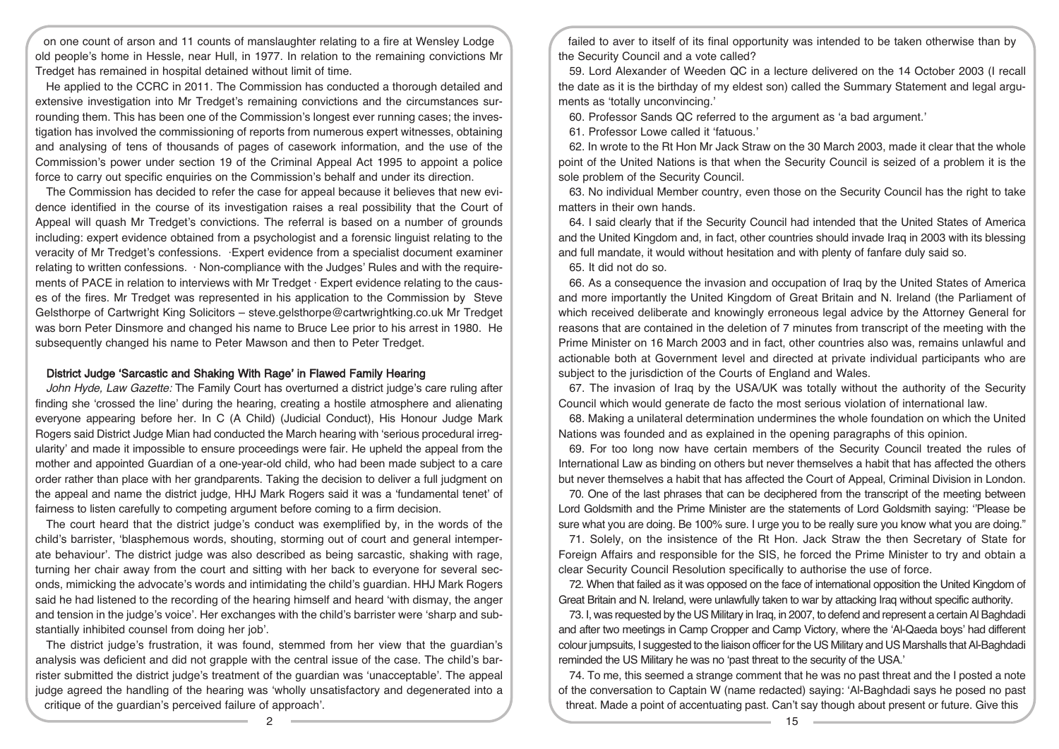on one count of arson and 11 counts of manslaughter relating to a fire at Wensley Lodge old people's home in Hessle, near Hull, in 1977. In relation to the remaining convictions Mr Tredget has remained in hospital detained without limit of time.

He applied to the CCRC in 2011. The Commission has conducted a thorough detailed and extensive investigation into Mr Tredget's remaining convictions and the circumstances surrounding them. This has been one of the Commission's longest ever running cases; the investigation has involved the commissioning of reports from numerous expert witnesses, obtaining and analysing of tens of thousands of pages of casework information, and the use of the Commission's power under section 19 of the Criminal Appeal Act 1995 to appoint a police force to carry out specific enquiries on the Commission's behalf and under its direction.

The Commission has decided to refer the case for appeal because it believes that new evidence identified in the course of its investigation raises a real possibility that the Court of Appeal will quash Mr Tredget's convictions. The referral is based on a number of grounds including: expert evidence obtained from a psychologist and a forensic linguist relating to the veracity of Mr Tredget's confessions. ·Expert evidence from a specialist document examiner relating to written confessions. · Non-compliance with the Judges' Rules and with the requirements of PACE in relation to interviews with Mr Tredget · Expert evidence relating to the causes of the fires. Mr Tredget was represented in his application to the Commission by Steve Gelsthorpe of Cartwright King Solicitors – steve.gelsthorpe@cartwrightking.co.uk Mr Tredget was born Peter Dinsmore and changed his name to Bruce Lee prior to his arrest in 1980. He subsequently changed his name to Peter Mawson and then to Peter Tredget.

## District Judge 'Sarcastic and Shaking With Rage' in Flawed Family Hearing

*John Hyde, Law Gazette:* The Family Court has overturned a district judge's care ruling after finding she 'crossed the line' during the hearing, creating a hostile atmosphere and alienating everyone appearing before her. In C (A Child) (Judicial Conduct), His Honour Judge Mark Rogers said District Judge Mian had conducted the March hearing with 'serious procedural irregularity' and made it impossible to ensure proceedings were fair. He upheld the appeal from the mother and appointed Guardian of a one-year-old child, who had been made subject to a care order rather than place with her grandparents. Taking the decision to deliver a full judgment on the appeal and name the district judge, HHJ Mark Rogers said it was a 'fundamental tenet' of fairness to listen carefully to competing argument before coming to a firm decision.

The court heard that the district judge's conduct was exemplified by, in the words of the child's barrister, 'blasphemous words, shouting, storming out of court and general intemperate behaviour'. The district judge was also described as being sarcastic, shaking with rage, turning her chair away from the court and sitting with her back to everyone for several seconds, mimicking the advocate's words and intimidating the child's guardian. HHJ Mark Rogers said he had listened to the recording of the hearing himself and heard 'with dismay, the anger and tension in the judge's voice'. Her exchanges with the child's barrister were 'sharp and substantially inhibited counsel from doing her job'.

The district judge's frustration, it was found, stemmed from her view that the guardian's analysis was deficient and did not grapple with the central issue of the case. The child's barrister submitted the district judge's treatment of the guardian was 'unacceptable'. The appeal judge agreed the handling of the hearing was 'wholly unsatisfactory and degenerated into a critique of the guardian's perceived failure of approach'.

failed to aver to itself of its final opportunity was intended to be taken otherwise than by the Security Council and a vote called?

59. Lord Alexander of Weeden QC in a lecture delivered on the 14 October 2003 (I recall the date as it is the birthday of my eldest son) called the Summary Statement and legal arguments as 'totally unconvincing.'

60. Professor Sands QC referred to the argument as 'a bad argument.'

61. Professor Lowe called it 'fatuous.'

62. In wrote to the Rt Hon Mr Jack Straw on the 30 March 2003, made it clear that the whole point of the United Nations is that when the Security Council is seized of a problem it is the sole problem of the Security Council.

63. No individual Member country, even those on the Security Council has the right to take matters in their own hands.

64. I said clearly that if the Security Council had intended that the United States of America and the United Kingdom and, in fact, other countries should invade Iraq in 2003 with its blessing and full mandate, it would without hesitation and with plenty of fanfare duly said so.

65. It did not do so.

66. As a consequence the invasion and occupation of Iraq by the United States of America and more importantly the United Kingdom of Great Britain and N. Ireland (the Parliament of which received deliberate and knowingly erroneous legal advice by the Attorney General for reasons that are contained in the deletion of 7 minutes from transcript of the meeting with the Prime Minister on 16 March 2003 and in fact, other countries also was, remains unlawful and actionable both at Government level and directed at private individual participants who are subject to the jurisdiction of the Courts of England and Wales.

67. The invasion of Iraq by the USA/UK was totally without the authority of the Security Council which would generate de facto the most serious violation of international law.

68. Making a unilateral determination undermines the whole foundation on which the United Nations was founded and as explained in the opening paragraphs of this opinion.

69. For too long now have certain members of the Security Council treated the rules of International Law as binding on others but never themselves a habit that has affected the others but never themselves a habit that has affected the Court of Appeal, Criminal Division in London.

70. One of the last phrases that can be deciphered from the transcript of the meeting between Lord Goldsmith and the Prime Minister are the statements of Lord Goldsmith saying: ''Please be sure what you are doing. Be 100% sure. I urge you to be really sure you know what you are doing."

71. Solely, on the insistence of the Rt Hon. Jack Straw the then Secretary of State for Foreign Affairs and responsible for the SIS, he forced the Prime Minister to try and obtain a clear Security Council Resolution specifically to authorise the use of force.

72. When that failed as it was opposed on the face of international opposition the United Kingdom of Great Britain and N. Ireland, were unlawfully taken to war by attacking Iraq without specific authority.

73. I, was requested by the US Military in Iraq, in 2007, to defend and represent a certain Al Baghdadi and after two meetings in Camp Cropper and Camp Victory, where the 'Al-Qaeda boys' had different colour jumpsuits, I suggested to the liaison officer for the US Military and US Marshalls that Al-Baghdadi reminded the US Military he was no 'past threat to the security of the USA.'

74. To me, this seemed a strange comment that he was no past threat and the I posted a note of the conversation to Captain W (name redacted) saying: 'Al-Baghdadi says he posed no past threat. Made a point of accentuating past. Can't say though about present or future. Give this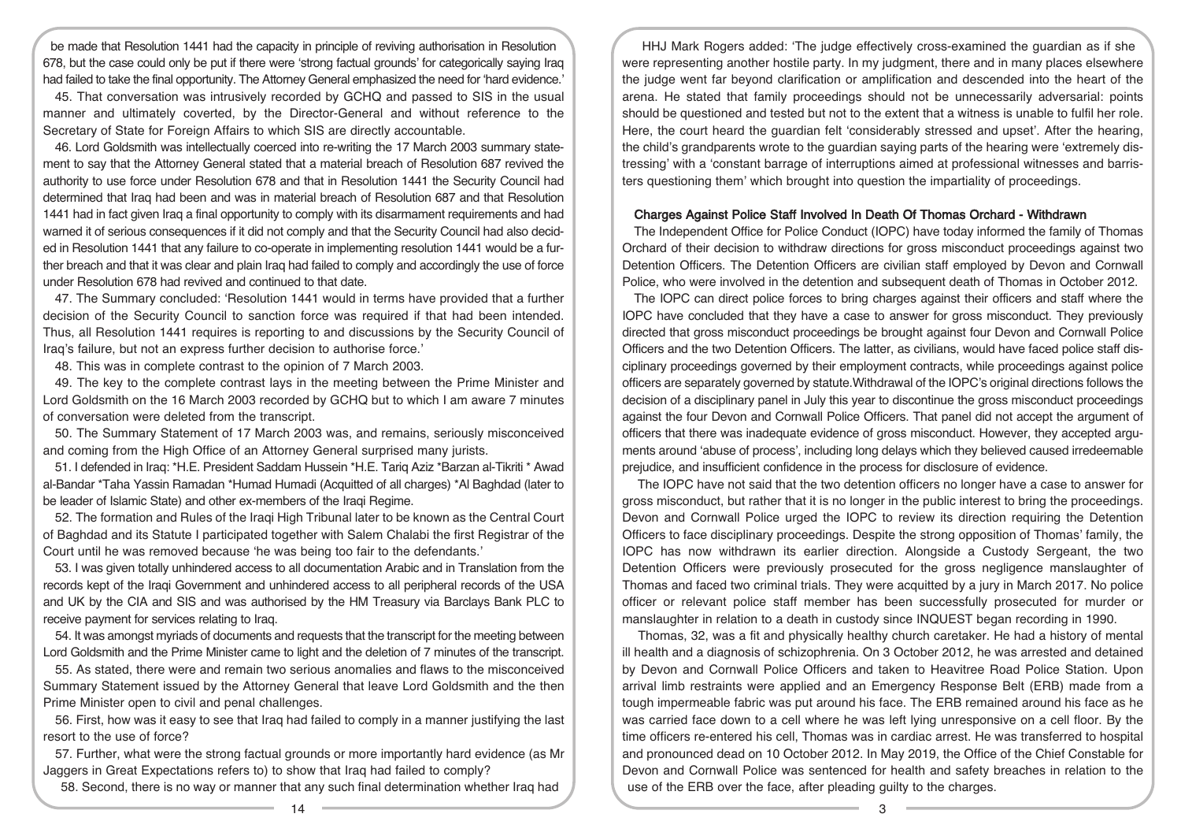be made that Resolution 1441 had the capacity in principle of reviving authorisation in Resolution 678, but the case could only be put if there were 'strong factual grounds' for categorically saying Iraq had failed to take the final opportunity. The Attorney General emphasized the need for 'hard evidence.'

45. That conversation was intrusively recorded by GCHQ and passed to SIS in the usual manner and ultimately coverted, by the Director-General and without reference to the Secretary of State for Foreign Affairs to which SIS are directly accountable.

46. Lord Goldsmith was intellectually coerced into re-writing the 17 March 2003 summary statement to say that the Attorney General stated that a material breach of Resolution 687 revived the authority to use force under Resolution 678 and that in Resolution 1441 the Security Council had determined that Iraq had been and was in material breach of Resolution 687 and that Resolution 1441 had in fact given Iraq a final opportunity to comply with its disarmament requirements and had warned it of serious consequences if it did not comply and that the Security Council had also decided in Resolution 1441 that any failure to co-operate in implementing resolution 1441 would be a further breach and that it was clear and plain Iraq had failed to comply and accordingly the use of force under Resolution 678 had revived and continued to that date.

47. The Summary concluded: 'Resolution 1441 would in terms have provided that a further decision of the Security Council to sanction force was required if that had been intended. Thus, all Resolution 1441 requires is reporting to and discussions by the Security Council of Iraq's failure, but not an express further decision to authorise force.'

48. This was in complete contrast to the opinion of 7 March 2003.

49. The key to the complete contrast lays in the meeting between the Prime Minister and Lord Goldsmith on the 16 March 2003 recorded by GCHQ but to which I am aware 7 minutes of conversation were deleted from the transcript.

50. The Summary Statement of 17 March 2003 was, and remains, seriously misconceived and coming from the High Office of an Attorney General surprised many jurists.

51. I defended in Iraq: *H.E. President Saddam Hussein *H.E. Tariq Aziz *Barzan al-Tikriti * Awad al-Bandar *Taha Yassin Ramadan *Humad Humadi (Acquitted of all charges) *Al Baghdad (later to be leader of Islamic State) and other ex-members of the Iraqi Regime.

52. The formation and Rules of the Iraqi High Tribunal later to be known as the Central Court of Baghdad and its Statute I participated together with Salem Chalabi the first Registrar of the Court until he was removed because 'he was being too fair to the defendants.'

53. I was given totally unhindered access to all documentation Arabic and in Translation from the records kept of the Iraqi Government and unhindered access to all peripheral records of the USA and UK by the CIA and SIS and was authorised by the HM Treasury via Barclays Bank PLC to receive payment for services relating to Iraq.

54. It was amongst myriads of documents and requests that the transcript for the meeting between Lord Goldsmith and the Prime Minister came to light and the deletion of 7 minutes of the transcript.

55. As stated, there were and remain two serious anomalies and flaws to the misconceived Summary Statement issued by the Attorney General that leave Lord Goldsmith and the then Prime Minister open to civil and penal challenges.

56. First, how was it easy to see that Iraq had failed to comply in a manner justifying the last resort to the use of force?

57. Further, what were the strong factual grounds or more importantly hard evidence (as Mr Jaggers in Great Expectations refers to) to show that Iraq had failed to comply?

58. Second, there is no way or manner that any such final determination whether Iraq had

HHJ Mark Rogers added: 'The judge effectively cross-examined the guardian as if she were representing another hostile party. In my judgment, there and in many places elsewhere the judge went far beyond clarification or amplification and descended into the heart of the arena. He stated that family proceedings should not be unnecessarily adversarial: points should be questioned and tested but not to the extent that a witness is unable to fulfil her role. Here, the court heard the guardian felt 'considerably stressed and upset'. After the hearing, the child's grandparents wrote to the guardian saying parts of the hearing were 'extremely distressing' with a 'constant barrage of interruptions aimed at professional witnesses and barristers questioning them' which brought into question the impartiality of proceedings.

## Charges Against Police Staff Involved In Death Of Thomas Orchard - Withdrawn

The Independent Office for Police Conduct (IOPC) have today informed the family of Thomas Orchard of their decision to withdraw directions for gross misconduct proceedings against two Detention Officers. The Detention Officers are civilian staff employed by Devon and Cornwall Police, who were involved in the detention and subsequent death of Thomas in October 2012.

The IOPC can direct police forces to bring charges against their officers and staff where the IOPC have concluded that they have a case to answer for gross misconduct. They previously directed that gross misconduct proceedings be brought against four Devon and Cornwall Police Officers and the two Detention Officers. The latter, as civilians, would have faced police staff disciplinary proceedings governed by their employment contracts, while proceedings against police officers are separately governed by statute. Withdrawal of the IOPC's original directions follows the decision of a disciplinary panel in July this year to discontinue the gross misconduct proceedings against the four Devon and Cornwall Police Officers. That panel did not accept the argument of officers that there was inadequate evidence of gross misconduct. However, they accepted arguments around 'abuse of process', including long delays which they believed caused irredeemable prejudice, and insufficient confidence in the process for disclosure of evidence.

The IOPC have not said that the two detention officers no longer have a case to answer for gross misconduct, but rather that it is no longer in the public interest to bring the proceedings. Devon and Cornwall Police urged the IOPC to review its direction requiring the Detention Officers to face disciplinary proceedings. Despite the strong opposition of Thomas' family, the IOPC has now withdrawn its earlier direction. Alongside a Custody Sergeant, the two Detention Officers were previously prosecuted for the gross negligence manslaughter of Thomas and faced two criminal trials. They were acquitted by a jury in March 2017. No police officer or relevant police staff member has been successfully prosecuted for murder or manslaughter in relation to a death in custody since INQUEST began recording in 1990.

Thomas, 32, was a fit and physically healthy church caretaker. He had a history of mental ill health and a diagnosis of schizophrenia. On 3 October 2012, he was arrested and detained by Devon and Cornwall Police Officers and taken to Heavitree Road Police Station. Upon arrival limb restraints were applied and an Emergency Response Belt (ERB) made from a tough impermeable fabric was put around his face. The ERB remained around his face as he was carried face down to a cell where he was left lying unresponsive on a cell floor. By the time officers re-entered his cell, Thomas was in cardiac arrest. He was transferred to hospital and pronounced dead on 10 October 2012. In May 2019, the Office of the Chief Constable for Devon and Cornwall Police was sentenced for health and safety breaches in relation to the use of the ERB over the face, after pleading guilty to the charges.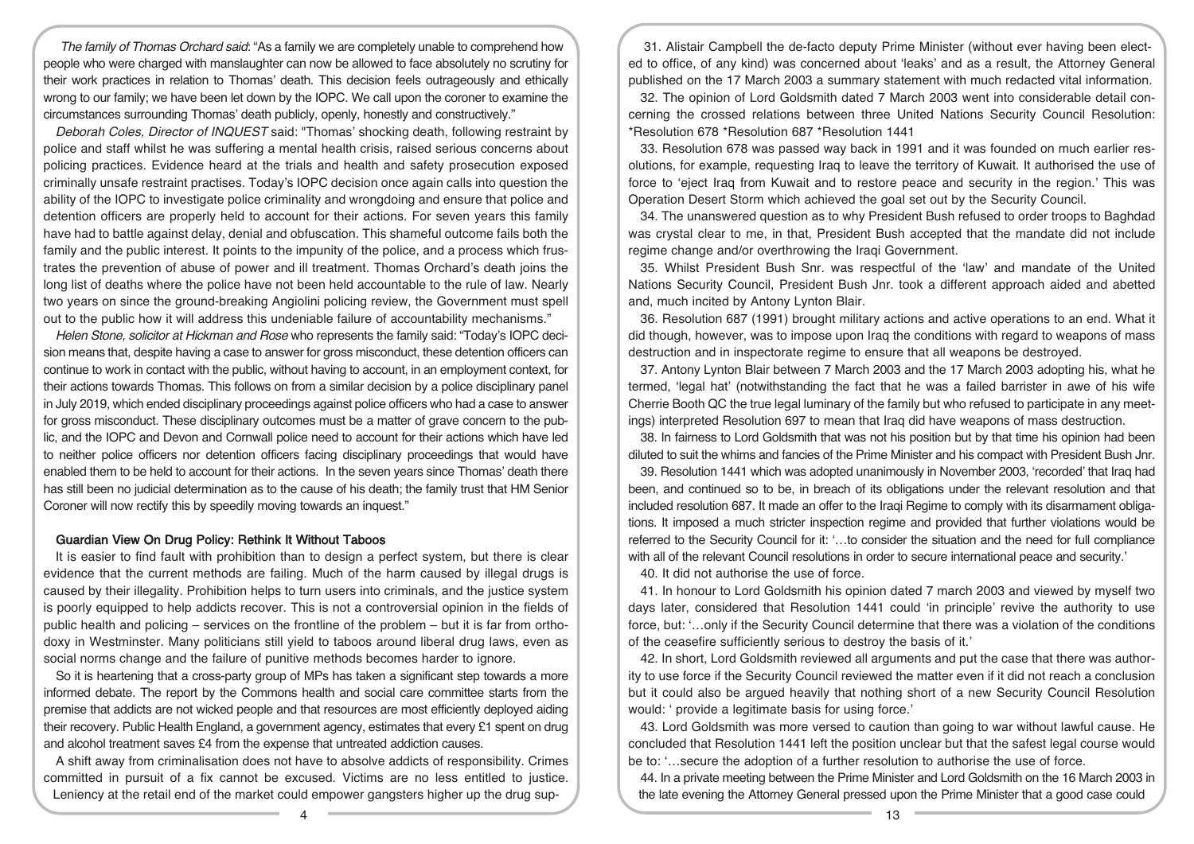*The family of Thomas Orchard said*: "As a family we are completely unable to comprehend how people who were charged with manslaughter can now be allowed to face absolutely no scrutiny for their work practices in relation to Thomas' death. This decision feels outrageously and ethically wrong to our family; we have been let down by the IOPC. We call upon the coroner to examine the circumstances surrounding Thomas' death publicly, openly, honestly and constructively."

*Deborah Coles, Director of INQUEST* said: "Thomas' shocking death, following restraint by police and staff whilst he was suffering a mental health crisis, raised serious concerns about policing practices. Evidence heard at the trials and health and safety prosecution exposed criminally unsafe restraint practises. Today's IOPC decision once again calls into question the ability of the IOPC to investigate police criminality and wrongdoing and ensure that police and detention officers are properly held to account for their actions. For seven years this family have had to battle against delay, denial and obfuscation. This shameful outcome fails both the family and the public interest. It points to the impunity of the police, and a process which frustrates the prevention of abuse of power and ill treatment. Thomas Orchard's death joins the long list of deaths where the police have not been held accountable to the rule of law. Nearly two years on since the ground-breaking Angiolini policing review, the Government must spell out to the public how it will address this undeniable failure of accountability mechanisms."

*Helen Stone, solicitor at Hickman and Rose* who represents the family said: "Today's IOPC decision means that, despite having a case to answer for gross misconduct, these detention officers can continue to work in contact with the public, without having to account, in an employment context, for their actions towards Thomas. This follows on from a similar decision by a police disciplinary panel in July 2019, which ended disciplinary proceedings against police officers who had a case to answer for gross misconduct. These disciplinary outcomes must be a matter of grave concern to the public, and the IOPC and Devon and Cornwall police need to account for their actions which have led to neither police officers nor detention officers facing disciplinary proceedings that would have enabled them to be held to account for their actions. In the seven years since Thomas' death there has still been no judicial determination as to the cause of his death; the family trust that HM Senior Coroner will now rectify this by speedily moving towards an inquest."

## Guardian View On Drug Policy: Rethink It Without Taboos

It is easier to find fault with prohibition than to design a perfect system, but there is clear evidence that the current methods are failing. Much of the harm caused by illegal drugs is caused by their illegality. Prohibition helps to turn users into criminals, and the justice system is poorly equipped to help addicts recover. This is not a controversial opinion in the fields of public health and policing – services on the frontline of the problem – but it is far from orthodoxy in Westminster. Many politicians still yield to taboos around liberal drug laws, even as social norms change and the failure of punitive methods becomes harder to ignore.

So it is heartening that a cross-party group of MPs has taken a significant step towards a more informed debate. The report by the Commons health and social care committee starts from the premise that addicts are not wicked people and that resources are most efficiently deployed aiding their recovery. Public Health England, a government agency, estimates that every £1 spent on drug and alcohol treatment saves £4 from the expense that untreated addiction causes.

A shift away from criminalisation does not have to absolve addicts of responsibility. Crimes committed in pursuit of a fix cannot be excused. Victims are no less entitled to justice. Leniency at the retail end of the market could empower gangsters higher up the drug sup-

31. Alistair Campbell the de-facto deputy Prime Minister (without ever having been elected to office, of any kind) was concerned about 'leaks' and as a result, the Attorney General published on the 17 March 2003 a summary statement with much redacted vital information.

32. The opinion of Lord Goldsmith dated 7 March 2003 went into considerable detail concerning the crossed relations between three United Nations Security Council Resolution: *Resolution 678 *Resolution 687 *Resolution 1441

33. Resolution 678 was passed way back in 1991 and it was founded on much earlier resolutions, for example, requesting Iraq to leave the territory of Kuwait. It authorised the use of force to 'eject Iraq from Kuwait and to restore peace and security in the region.' This was Operation Desert Storm which achieved the goal set out by the Security Council.

34. The unanswered question as to why President Bush refused to order troops to Baghdad was crystal clear to me, in that, President Bush accepted that the mandate did not include regime change and/or overthrowing the Iraqi Government.

35. Whilst President Bush Snr. was respectful of the 'law' and mandate of the United Nations Security Council, President Bush Jnr. took a different approach aided and abetted and, much incited by Antony Lynton Blair.

36. Resolution 687 (1991) brought military actions and active operations to an end. What it did though, however, was to impose upon Iraq the conditions with regard to weapons of mass destruction and in inspectorate regime to ensure that all weapons be destroyed.

37. Antony Lynton Blair between 7 March 2003 and the 17 March 2003 adopting his, what he termed, 'legal hat' (notwithstanding the fact that he was a failed barrister in awe of his wife Cherrie Booth QC the true legal luminary of the family but who refused to participate in any meetings) interpreted Resolution 697 to mean that Iraq did have weapons of mass destruction.

38. In fairness to Lord Goldsmith that was not his position but by that time his opinion had been diluted to suit the whims and fancies of the Prime Minister and his compact with President Bush Jnr.

39. Resolution 1441 which was adopted unanimously in November 2003, 'recorded' that Iraq had been, and continued so to be, in breach of its obligations under the relevant resolution and that included resolution 687. It made an offer to the Iraqi Regime to comply with its disarmament obligations. It imposed a much stricter inspection regime and provided that further violations would be referred to the Security Council for it: '…to consider the situation and the need for full compliance with all of the relevant Council resolutions in order to secure international peace and security.'

40. It did not authorise the use of force.

41. In honour to Lord Goldsmith his opinion dated 7 march 2003 and viewed by myself two days later, considered that Resolution 1441 could 'in principle' revive the authority to use force, but: '…only if the Security Council determine that there was a violation of the conditions of the ceasefire sufficiently serious to destroy the basis of it.'

42. In short, Lord Goldsmith reviewed all arguments and put the case that there was authority to use force if the Security Council reviewed the matter even if it did not reach a conclusion but it could also be argued heavily that nothing short of a new Security Council Resolution would: ' provide a legitimate basis for using force.'

43. Lord Goldsmith was more versed to caution than going to war without lawful cause. He concluded that Resolution 1441 left the position unclear but that the safest legal course would be to: '…secure the adoption of a further resolution to authorise the use of force.

44. In a private meeting between the Prime Minister and Lord Goldsmith on the 16 March 2003 in the late evening the Attorney General pressed upon the Prime Minister that a good case could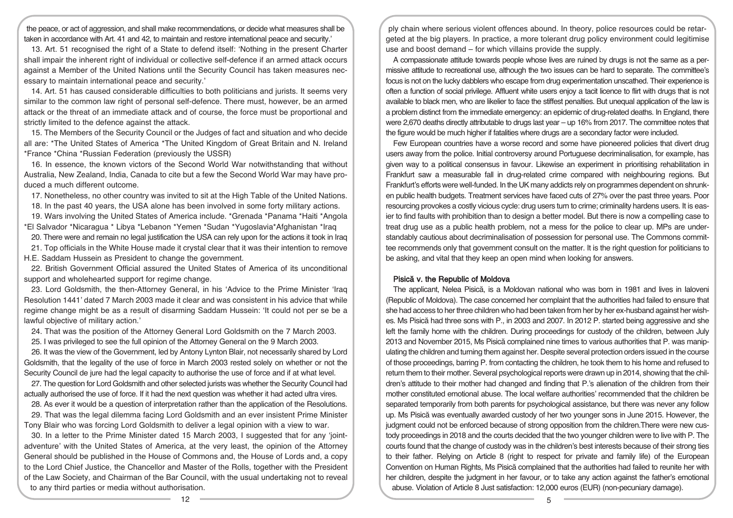the peace, or act of aggression, and shall make recommendations, or decide what measures shall be taken in accordance with Art. 41 and 42, to maintain and restore international peace and security.'

13. Art. 51 recognised the right of a State to defend itself: 'Nothing in the present Charter shall impair the inherent right of individual or collective self-defence if an armed attack occurs against a Member of the United Nations until the Security Council has taken measures necessary to maintain international peace and security.'

14. Art. 51 has caused considerable difficulties to both politicians and jurists. It seems very similar to the common law right of personal self-defence. There must, however, be an armed attack or the threat of an immediate attack and of course, the force must be proportional and strictly limited to the defence against the attack.

15. The Members of the Security Council or the Judges of fact and situation and who decide all are: *The United States of America *The United Kingdom of Great Britain and N. Ireland *France *China *Russian Federation (previously the USSR)

16. In essence, the known victors of the Second World War notwithstanding that without Australia, New Zealand, India, Canada to cite but a few the Second World War may have produced a much different outcome.

17. Nonetheless, no other country was invited to sit at the High Table of the United Nations.

18. In the past 40 years, the USA alone has been involved in some forty military actions.

19. Wars involving the United States of America include. *Grenada *Panama *Haiti *Angola *El Salvador *Nicaragua * Libya *Lebanon *Yemen *Sudan *Yugoslavia*Afghanistan *Iraq

20. There were and remain no legal justification the USA can rely upon for the actions it took in Iraq

21. Top officials in the White House made it crystal clear that it was their intention to remove H.E. Saddam Hussein as President to change the government.

22. British Government Official assured the United States of America of its unconditional support and wholehearted support for regime change.

23. Lord Goldsmith, the then-Attorney General, in his 'Advice to the Prime Minister 'Iraq Resolution 1441' dated 7 March 2003 made it clear and was consistent in his advice that while regime change might be as a result of disarming Saddam Hussein: 'It could not per se be a lawful objective of military action.'

24. That was the position of the Attorney General Lord Goldsmith on the 7 March 2003.

25. I was privileged to see the full opinion of the Attorney General on the 9 March 2003.

26. It was the view of the Government, led by Antony Lynton Blair, not necessarily shared by Lord Goldsmith, that the legality of the use of force in March 2003 rested solely on whether or not the Security Council de jure had the legal capacity to authorise the use of force and if at what level.

27. The question for Lord Goldsmith and other selected jurists was whether the Security Council had actually authorised the use of force. If it had the next question was whether it had acted ultra vires.

28. As ever it would be a question of interpretation rather than the application of the Resolutions.

29. That was the legal dilemma facing Lord Goldsmith and an ever insistent Prime Minister Tony Blair who was forcing Lord Goldsmith to deliver a legal opinion with a view to war.

30. In a letter to the Prime Minister dated 15 March 2003, I suggested that for any 'joint-adventure' with the United States of America, at the very least, the opinion of the Attorney General should be published in the House of Commons and, the House of Lords and, a copy to the Lord Chief Justice, the Chancellor and Master of the Rolls, together with the President of the Law Society, and Chairman of the Bar Council, with the usual undertaking not to reveal to any third parties or media without authorisation.

ply chain where serious violent offences abound. In theory, police resources could be retargeted at the big players. In practice, a more tolerant drug policy environment could legitimise use and boost demand – for which villains provide the supply.

A compassionate attitude towards people whose lives are ruined by drugs is not the same as a permissive attitude to recreational use, although the two issues can be hard to separate. The committee's focus is not on the lucky dabblers who escape from drug experimentation unscathed. Their experience is often a function of social privilege. Affluent white users enjoy a tacit licence to flirt with drugs that is not available to black men, who are likelier to face the stiffest penalties. But unequal application of the law is a problem distinct from the immediate emergency: an epidemic of drug-related deaths. In England, there were 2,670 deaths directly attributable to drugs last year – up 16% from 2017. The committee notes that the figure would be much higher if fatalities where drugs are a secondary factor were included.

Few European countries have a worse record and some have pioneered policies that divert drug users away from the police. Initial controversy around Portuguese decriminalisation, for example, has given way to a political consensus in favour. Likewise an experiment in prioritising rehabilitation in Frankfurt saw a measurable fall in drug-related crime compared with neighbouring regions. But Frankfurt's efforts were well-funded. In the UK many addicts rely on programmes dependent on shrunken public health budgets. Treatment services have faced cuts of 27% over the past three years. Poor resourcing provokes a costly vicious cycle: drug users turn to crime; criminality hardens users. It is easier to find faults with prohibition than to design a better model. But there is now a compelling case to treat drug use as a public health problem, not a mess for the police to clear up. MPs are understandably cautious about decriminalisation of possession for personal use. The Commons committee recommends only that government consult on the matter. It is the right question for politicians to be asking, and vital that they keep an open mind when looking for answers.

## Pisică v. the Republic of Moldova

The applicant, Nelea Pisică, is a Moldovan national who was born in 1981 and lives in Ialoveni (Republic of Moldova). The case concerned her complaint that the authorities had failed to ensure that she had access to her three children who had been taken from her by her ex-husband against her wishes. Ms Pisică had three sons with P., in 2003 and 2007. In 2012 P. started being aggressive and she left the family home with the children. During proceedings for custody of the children, between July 2013 and November 2015, Ms Pisică complained nine times to various authorities that P. was manipulating the children and turning them against her. Despite several protection orders issued in the course of those proceedings, barring P. from contacting the children, he took them to his home and refused to return them to their mother. Several psychological reports were drawn up in 2014, showing that the children's attitude to their mother had changed and finding that P.'s alienation of the children from their mother constituted emotional abuse. The local welfare authorities' recommended that the children be separated temporarily from both parents for psychological assistance, but there was never any follow up. Ms Pisică was eventually awarded custody of her two younger sons in June 2015. However, the judgment could not be enforced because of strong opposition from the children.There were new custody proceedings in 2018 and the courts decided that the two younger children were to live with P. The courts found that the change of custody was in the children's best interests because of their strong ties to their father. Relying on Article 8 (right to respect for private and family life) of the European Convention on Human Rights, Ms Pisică complained that the authorities had failed to reunite her with her children, despite the judgment in her favour, or to take any action against the father's emotional abuse. Violation of Article 8 Just satisfaction: 12,000 euros (EUR) (non-pecuniary damage).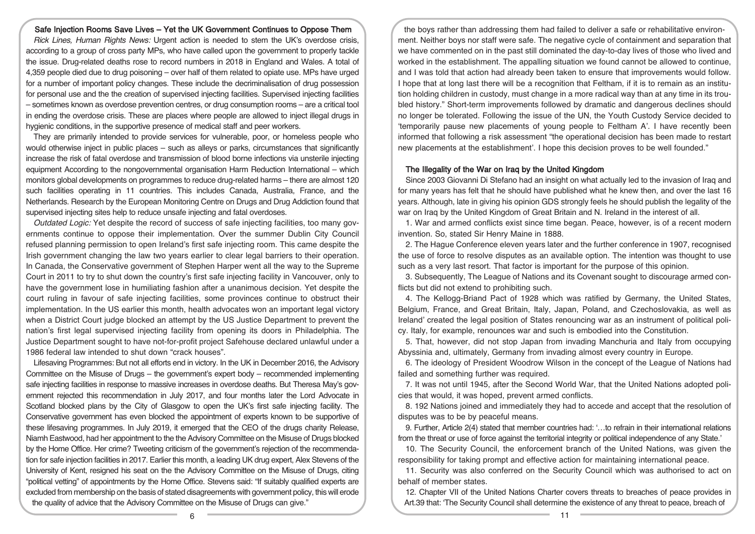## Safe Injection Rooms Save Lives – Yet the UK Government Continues to Oppose Them

*Rick Lines, Human Rights News:* Urgent action is needed to stem the UK's overdose crisis, according to a group of cross party MPs, who have called upon the government to properly tackle the issue. Drug-related deaths rose to record numbers in 2018 in England and Wales. A total of 4,359 people died due to drug poisoning – over half of them related to opiate use. MPs have urged for a number of important policy changes. These include the decriminalisation of drug possession for personal use and the the creation of supervised injecting facilities. Supervised injecting facilities – sometimes known as overdose prevention centres, or drug consumption rooms – are a critical tool in ending the overdose crisis. These are places where people are allowed to inject illegal drugs in hygienic conditions, in the supportive presence of medical staff and peer workers.

They are primarily intended to provide services for vulnerable, poor, or homeless people who would otherwise inject in public places – such as alleys or parks, circumstances that significantly increase the risk of fatal overdose and transmission of blood borne infections via unsterile injecting equipment According to the nongovernmental organisation Harm Reduction International – which monitors global developments on programmes to reduce drug-related harms – there are almost 120 such facilities operating in 11 countries. This includes Canada, Australia, France, and the Netherlands. Research by the European Monitoring Centre on Drugs and Drug Addiction found that supervised injecting sites help to reduce unsafe injecting and fatal overdoses.

*Outdated Logic:* Yet despite the record of success of safe injecting facilities, too many governments continue to oppose their implementation. Over the summer Dublin City Council refused planning permission to open Ireland's first safe injecting room. This came despite the Irish government changing the law two years earlier to clear legal barriers to their operation. In Canada, the Conservative government of Stephen Harper went all the way to the Supreme Court in 2011 to try to shut down the country's first safe injecting facility in Vancouver, only to have the government lose in humiliating fashion after a unanimous decision. Yet despite the court ruling in favour of safe injecting facilities, some provinces continue to obstruct their implementation. In the US earlier this month, health advocates won an important legal victory when a District Court judge blocked an attempt by the US Justice Department to prevent the nation's first legal supervised injecting facility from opening its doors in Philadelphia. The Justice Department sought to have not-for-profit project Safehouse declared unlawful under a 1986 federal law intended to shut down "crack houses".

Lifesaving Programmes: But not all efforts end in victory. In the UK in December 2016, the Advisory Committee on the Misuse of Drugs – the government's expert body – recommended implementing safe injecting facilities in response to massive increases in overdose deaths. But Theresa May's government rejected this recommendation in July 2017, and four months later the Lord Advocate in Scotland blocked plans by the City of Glasgow to open the UK's first safe injecting facility. The Conservative government has even blocked the appointment of experts known to be supportive of these lifesaving programmes. In July 2019, it emerged that the CEO of the drugs charity Release, Niamh Eastwood, had her appointment to the the Advisory Committee on the Misuse of Drugs blocked by the Home Office. Her crime? Tweeting criticism of the government's rejection of the recommendation for safe injection facilities in 2017. Earlier this month, a leading UK drug expert, Alex Stevens of the University of Kent, resigned his seat on the the Advisory Committee on the Misuse of Drugs, citing "political vetting" of appointments by the Home Office. Stevens said: "If suitably qualified experts are excluded from membership on the basis of stated disagreements with government policy, this will erode the quality of advice that the Advisory Committee on the Misuse of Drugs can give."

the boys rather than addressing them had failed to deliver a safe or rehabilitative environment. Neither boys nor staff were safe. The negative cycle of containment and separation that we have commented on in the past still dominated the day-to-day lives of those who lived and worked in the establishment. The appalling situation we found cannot be allowed to continue, and I was told that action had already been taken to ensure that improvements would follow. I hope that at long last there will be a recognition that Feltham, if it is to remain as an institution holding children in custody, must change in a more radical way than at any time in its troubled history." Short-term improvements followed by dramatic and dangerous declines should no longer be tolerated. Following the issue of the UN, the Youth Custody Service decided to 'temporarily pause new placements of young people to Feltham A'. I have recently been informed that following a risk assessment "the operational decision has been made to restart new placements at the establishment'. I hope this decision proves to be well founded."

## The Illegality of the War on Iraq by the United Kingdom

Since 2003 Giovanni Di Stefano had an insight on what actually led to the invasion of Iraq and for many years has felt that he should have published what he knew then, and over the last 16 years. Although, late in giving his opinion GDS strongly feels he should publish the legality of the war on Iraq by the United Kingdom of Great Britain and N. Ireland in the interest of all.

1. War and armed conflicts exist since time began. Peace, however, is of a recent modern invention. So, stated Sir Henry Maine in 1888.

2. The Hague Conference eleven years later and the further conference in 1907, recognised the use of force to resolve disputes as an available option. The intention was thought to use such as a very last resort. That factor is important for the purpose of this opinion.

3. Subsequently, The League of Nations and its Covenant sought to discourage armed conflicts but did not extend to prohibiting such.

4. The Kellogg-Briand Pact of 1928 which was ratified by Germany, the United States, Belgium, France, and Great Britain, Italy, Japan, Poland, and Czechoslovakia, as well as Ireland' created the legal position of States renouncing war as an instrument of political policy. Italy, for example, renounces war and such is embodied into the Constitution.

5. That, however, did not stop Japan from invading Manchuria and Italy from occupying Abyssinia and, ultimately, Germany from invading almost every country in Europe.

6. The ideology of President Woodrow Wilson in the concept of the League of Nations had failed and something further was required.

7. It was not until 1945, after the Second World War, that the United Nations adopted policies that would, it was hoped, prevent armed conflicts.

8. 192 Nations joined and immediately they had to accede and accept that the resolution of disputes was to be by peaceful means.

9. Further, Article 2(4) stated that member countries had: '…to refrain in their international relations from the threat or use of force against the territorial integrity or political independence of any State.'

10. The Security Council, the enforcement branch of the United Nations, was given the responsibility for taking prompt and effective action for maintaining international peace.

11. Security was also conferred on the Security Council which was authorised to act on behalf of member states.

12. Chapter VII of the United Nations Charter covers threats to breaches of peace provides in Art.39 that: 'The Security Council shall determine the existence of any threat to peace, breach of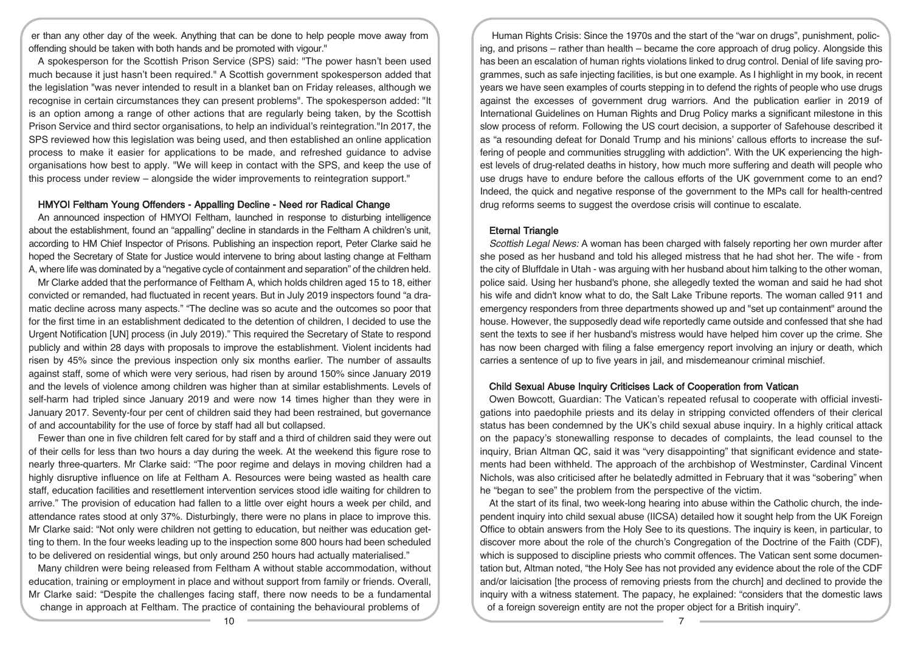er than any other day of the week. Anything that can be done to help people move away from offending should be taken with both hands and be promoted with vigour."

A spokesperson for the Scottish Prison Service (SPS) said: "The power hasn't been used much because it just hasn't been required." A Scottish government spokesperson added that the legislation "was never intended to result in a blanket ban on Friday releases, although we recognise in certain circumstances they can present problems". The spokesperson added: "It is an option among a range of other actions that are regularly being taken, by the Scottish Prison Service and third sector organisations, to help an individual's reintegration."In 2017, the SPS reviewed how this legislation was being used, and then established an online application process to make it easier for applications to be made, and refreshed guidance to advise organisations how best to apply. "We will keep in contact with the SPS, and keep the use of this process under review – alongside the wider improvements to reintegration support."

### HMYOI Feltham Young Offenders - Appalling Decline - Need ror Radical Change

An announced inspection of HMYOI Feltham, launched in response to disturbing intelligence about the establishment, found an "appalling" decline in standards in the Feltham A children's unit, according to HM Chief Inspector of Prisons. Publishing an inspection report, Peter Clarke said he hoped the Secretary of State for Justice would intervene to bring about lasting change at Feltham A, where life was dominated by a "negative cycle of containment and separation" of the children held.

Mr Clarke added that the performance of Feltham A, which holds children aged 15 to 18, either convicted or remanded, had fluctuated in recent years. But in July 2019 inspectors found "a dramatic decline across many aspects." "The decline was so acute and the outcomes so poor that for the first time in an establishment dedicated to the detention of children, I decided to use the Urgent Notification [UN] process (in July 2019)." This required the Secretary of State to respond publicly and within 28 days with proposals to improve the establishment. Violent incidents had risen by 45% since the previous inspection only six months earlier. The number of assaults against staff, some of which were very serious, had risen by around 150% since January 2019 and the levels of violence among children was higher than at similar establishments. Levels of self-harm had tripled since January 2019 and were now 14 times higher than they were in January 2017. Seventy-four per cent of children said they had been restrained, but governance of and accountability for the use of force by staff had all but collapsed.

Fewer than one in five children felt cared for by staff and a third of children said they were out of their cells for less than two hours a day during the week. At the weekend this figure rose to nearly three-quarters. Mr Clarke said: "The poor regime and delays in moving children had a highly disruptive influence on life at Feltham A. Resources were being wasted as health care staff, education facilities and resettlement intervention services stood idle waiting for children to arrive." The provision of education had fallen to a little over eight hours a week per child, and attendance rates stood at only 37%. Disturbingly, there were no plans in place to improve this. Mr Clarke said: "Not only were children not getting to education, but neither was education getting to them. In the four weeks leading up to the inspection some 800 hours had been scheduled to be delivered on residential wings, but only around 250 hours had actually materialised."

Many children were being released from Feltham A without stable accommodation, without education, training or employment in place and without support from family or friends. Overall, Mr Clarke said: "Despite the challenges facing staff, there now needs to be a fundamental change in approach at Feltham. The practice of containing the behavioural problems of

Human Rights Crisis: Since the 1970s and the start of the "war on drugs", punishment, policing, and prisons – rather than health – became the core approach of drug policy. Alongside this has been an escalation of human rights violations linked to drug control. Denial of life saving programmes, such as safe injecting facilities, is but one example. As I highlight in my book, in recent years we have seen examples of courts stepping in to defend the rights of people who use drugs against the excesses of government drug warriors. And the publication earlier in 2019 of International Guidelines on Human Rights and Drug Policy marks a significant milestone in this slow process of reform. Following the US court decision, a supporter of Safehouse described it as "a resounding defeat for Donald Trump and his minions' callous efforts to increase the suffering of people and communities struggling with addiction". With the UK experiencing the highest levels of drug-related deaths in history, how much more suffering and death will people who use drugs have to endure before the callous efforts of the UK government come to an end? Indeed, the quick and negative response of the government to the MPs call for health-centred drug reforms seems to suggest the overdose crisis will continue to escalate.

### Eternal Triangle

*Scottish Legal News:* A woman has been charged with falsely reporting her own murder after she posed as her husband and told his alleged mistress that he had shot her. The wife - from the city of Bluffdale in Utah - was arguing with her husband about him talking to the other woman, police said. Using her husband's phone, she allegedly texted the woman and said he had shot his wife and didn't know what to do, the Salt Lake Tribune reports. The woman called 911 and emergency responders from three departments showed up and "set up containment" around the house. However, the supposedly dead wife reportedly came outside and confessed that she had sent the texts to see if her husband's mistress would have helped him cover up the crime. She has now been charged with filing a false emergency report involving an injury or death, which carries a sentence of up to five years in jail, and misdemeanour criminal mischief.

### Child Sexual Abuse Inquiry Criticises Lack of Cooperation from Vatican

Owen Bowcott, Guardian: The Vatican's repeated refusal to cooperate with official investigations into paedophile priests and its delay in stripping convicted offenders of their clerical status has been condemned by the UK's child sexual abuse inquiry. In a highly critical attack on the papacy's stonewalling response to decades of complaints, the lead counsel to the inquiry, Brian Altman QC, said it was "very disappointing" that significant evidence and statements had been withheld. The approach of the archbishop of Westminster, Cardinal Vincent Nichols, was also criticised after he belatedly admitted in February that it was "sobering" when he "began to see" the problem from the perspective of the victim.

At the start of its final, two week-long hearing into abuse within the Catholic church, the independent inquiry into child sexual abuse (IICSA) detailed how it sought help from the UK Foreign Office to obtain answers from the Holy See to its questions. The inquiry is keen, in particular, to discover more about the role of the church's Congregation of the Doctrine of the Faith (CDF), which is supposed to discipline priests who commit offences. The Vatican sent some documentation but, Altman noted, "the Holy See has not provided any evidence about the role of the CDF and/or laicisation [the process of removing priests from the church] and declined to provide the inquiry with a witness statement. The papacy, he explained: "considers that the domestic laws of a foreign sovereign entity are not the proper object for a British inquiry".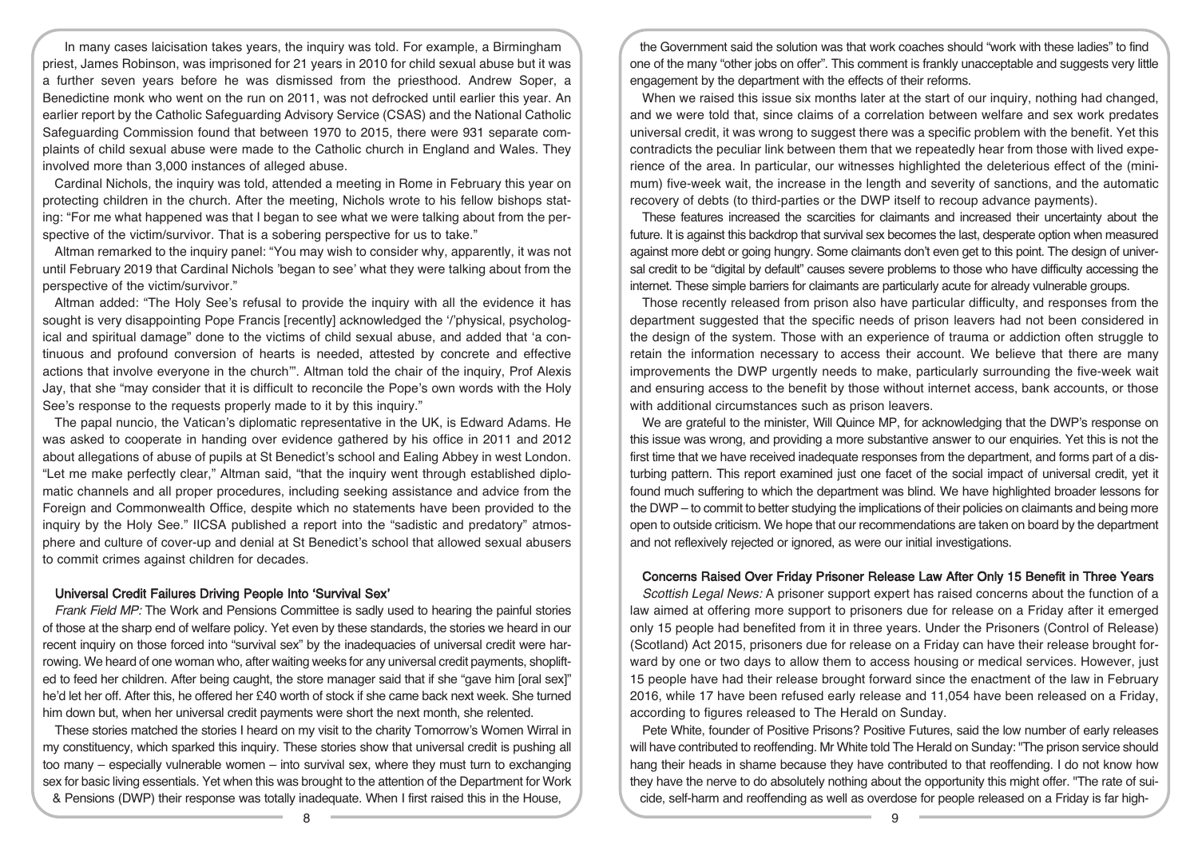In many cases laicisation takes years, the inquiry was told. For example, a Birmingham priest, James Robinson, was imprisoned for 21 years in 2010 for child sexual abuse but it was a further seven years before he was dismissed from the priesthood. Andrew Soper, a Benedictine monk who went on the run on 2011, was not defrocked until earlier this year. An earlier report by the Catholic Safeguarding Advisory Service (CSAS) and the National Catholic Safeguarding Commission found that between 1970 to 2015, there were 931 separate complaints of child sexual abuse were made to the Catholic church in England and Wales. They involved more than 3,000 instances of alleged abuse.

Cardinal Nichols, the inquiry was told, attended a meeting in Rome in February this year on protecting children in the church. After the meeting, Nichols wrote to his fellow bishops stating: "For me what happened was that I began to see what we were talking about from the perspective of the victim/survivor. That is a sobering perspective for us to take."

Altman remarked to the inquiry panel: "You may wish to consider why, apparently, it was not until February 2019 that Cardinal Nichols 'began to see' what they were talking about from the perspective of the victim/survivor."

Altman added: "The Holy See's refusal to provide the inquiry with all the evidence it has sought is very disappointing Pope Francis [recently] acknowledged the '/'physical, psychological and spiritual damage" done to the victims of child sexual abuse, and added that 'a continuous and profound conversion of hearts is needed, attested by concrete and effective actions that involve everyone in the church'". Altman told the chair of the inquiry, Prof Alexis Jay, that she "may consider that it is difficult to reconcile the Pope's own words with the Holy See's response to the requests properly made to it by this inquiry."

The papal nuncio, the Vatican's diplomatic representative in the UK, is Edward Adams. He was asked to cooperate in handing over evidence gathered by his office in 2011 and 2012 about allegations of abuse of pupils at St Benedict's school and Ealing Abbey in west London. "Let me make perfectly clear," Altman said, "that the inquiry went through established diplomatic channels and all proper procedures, including seeking assistance and advice from the Foreign and Commonwealth Office, despite which no statements have been provided to the inquiry by the Holy See." IICSA published a report into the "sadistic and predatory" atmosphere and culture of cover-up and denial at St Benedict's school that allowed sexual abusers to commit crimes against children for decades.

## Universal Credit Failures Driving People Into 'Survival Sex'

*Frank Field MP:* The Work and Pensions Committee is sadly used to hearing the painful stories of those at the sharp end of welfare policy. Yet even by these standards, the stories we heard in our recent inquiry on those forced into "survival sex" by the inadequacies of universal credit were harrowing. We heard of one woman who, after waiting weeks for any universal credit payments, shoplifted to feed her children. After being caught, the store manager said that if she "gave him [oral sex]" he'd let her off. After this, he offered her £40 worth of stock if she came back next week. She turned him down but, when her universal credit payments were short the next month, she relented.

These stories matched the stories I heard on my visit to the charity Tomorrow's Women Wirral in my constituency, which sparked this inquiry. These stories show that universal credit is pushing all too many – especially vulnerable women – into survival sex, where they must turn to exchanging sex for basic living essentials. Yet when this was brought to the attention of the Department for Work & Pensions (DWP) their response was totally inadequate. When I first raised this in the House, the Government said the solution was that work coaches should "work with these ladies" to find one of the many "other jobs on offer". This comment is frankly unacceptable and suggests very little engagement by the department with the effects of their reforms.

When we raised this issue six months later at the start of our inquiry, nothing had changed, and we were told that, since claims of a correlation between welfare and sex work predates universal credit, it was wrong to suggest there was a specific problem with the benefit. Yet this contradicts the peculiar link between them that we repeatedly hear from those with lived experience of the area. In particular, our witnesses highlighted the deleterious effect of the (minimum) five-week wait, the increase in the length and severity of sanctions, and the automatic recovery of debts (to third-parties or the DWP itself to recoup advance payments).

These features increased the scarcities for claimants and increased their uncertainty about the future. It is against this backdrop that survival sex becomes the last, desperate option when measured against more debt or going hungry. Some claimants don't even get to this point. The design of universal credit to be "digital by default" causes severe problems to those who have difficulty accessing the internet. These simple barriers for claimants are particularly acute for already vulnerable groups.

Those recently released from prison also have particular difficulty, and responses from the department suggested that the specific needs of prison leavers had not been considered in the design of the system. Those with an experience of trauma or addiction often struggle to retain the information necessary to access their account. We believe that there are many improvements the DWP urgently needs to make, particularly surrounding the five-week wait and ensuring access to the benefit by those without internet access, bank accounts, or those with additional circumstances such as prison leavers.

We are grateful to the minister, Will Quince MP, for acknowledging that the DWP's response on this issue was wrong, and providing a more substantive answer to our enquiries. Yet this is not the first time that we have received inadequate responses from the department, and forms part of a disturbing pattern. This report examined just one facet of the social impact of universal credit, yet it found much suffering to which the department was blind. We have highlighted broader lessons for the DWP – to commit to better studying the implications of their policies on claimants and being more open to outside criticism. We hope that our recommendations are taken on board by the department and not reflexively rejected or ignored, as were our initial investigations.

## Concerns Raised Over Friday Prisoner Release Law After Only 15 Benefit in Three Years

*Scottish Legal News:* A prisoner support expert has raised concerns about the function of a law aimed at offering more support to prisoners due for release on a Friday after it emerged only 15 people had benefited from it in three years. Under the Prisoners (Control of Release) (Scotland) Act 2015, prisoners due for release on a Friday can have their release brought forward by one or two days to allow them to access housing or medical services. However, just 15 people have had their release brought forward since the enactment of the law in February 2016, while 17 have been refused early release and 11,054 have been released on a Friday, according to figures released to The Herald on Sunday.

Pete White, founder of Positive Prisons? Positive Futures, said the low number of early releases will have contributed to reoffending. Mr White told The Herald on Sunday: "The prison service should hang their heads in shame because they have contributed to that reoffending. I do not know how they have the nerve to do absolutely nothing about the opportunity this might offer. "The rate of suicide, self-harm and reoffending as well as overdose for people released on a Friday is far high-